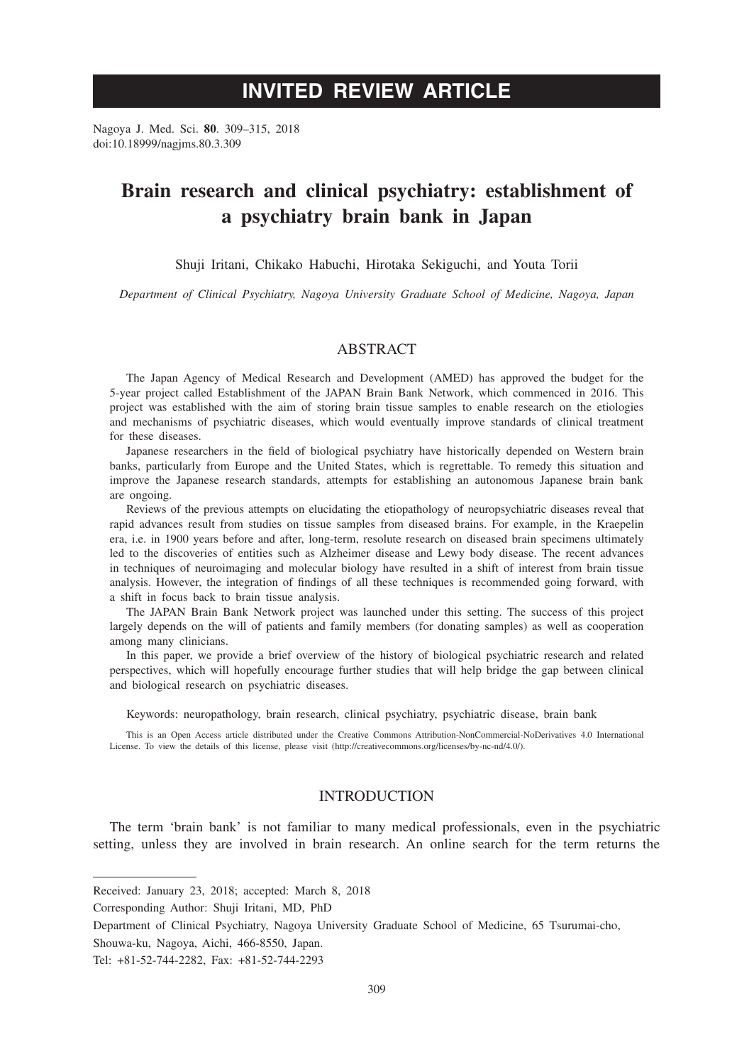INVITED REVIEW ARTICLE

Nagoya J. Med. Sci. **80**. 309–315, 2018
doi:10.18999/nagjms.80.3.309

# Brain research and clinical psychiatry: establishment of a psychiatry brain bank in Japan

Shuji Iritani, Chikako Habuchi, Hirotaka Sekiguchi, and Youta Torii

*Department of Clinical Psychiatry, Nagoya University Graduate School of Medicine, Nagoya, Japan*

## ABSTRACT

The Japan Agency of Medical Research and Development (AMED) has approved the budget for the 5-year project called Establishment of the JAPAN Brain Bank Network, which commenced in 2016. This project was established with the aim of storing brain tissue samples to enable research on the etiologies and mechanisms of psychiatric diseases, which would eventually improve standards of clinical treatment for these diseases.

Japanese researchers in the field of biological psychiatry have historically depended on Western brain banks, particularly from Europe and the United States, which is regrettable. To remedy this situation and improve the Japanese research standards, attempts for establishing an autonomous Japanese brain bank are ongoing.

Reviews of the previous attempts on elucidating the etiopathology of neuropsychiatric diseases reveal that rapid advances result from studies on tissue samples from diseased brains. For example, in the Kraepelin era, i.e. in 1900 years before and after, long-term, resolute research on diseased brain specimens ultimately led to the discoveries of entities such as Alzheimer disease and Lewy body disease. The recent advances in techniques of neuroimaging and molecular biology have resulted in a shift of interest from brain tissue analysis. However, the integration of findings of all these techniques is recommended going forward, with a shift in focus back to brain tissue analysis.

The JAPAN Brain Bank Network project was launched under this setting. The success of this project largely depends on the will of patients and family members (for donating samples) as well as cooperation among many clinicians.

In this paper, we provide a brief overview of the history of biological psychiatric research and related perspectives, which will hopefully encourage further studies that will help bridge the gap between clinical and biological research on psychiatric diseases.

Keywords: neuropathology, brain research, clinical psychiatry, psychiatric disease, brain bank

This is an Open Access article distributed under the Creative Commons Attribution-NonCommercial-NoDerivatives 4.0 International License. To view the details of this license, please visit (http://creativecommons.org/licenses/by-nc-nd/4.0/).

## INTRODUCTION

The term 'brain bank' is not familiar to many medical professionals, even in the psychiatric setting, unless they are involved in brain research. An online search for the term returns the

---

Received: January 23, 2018; accepted: March 8, 2018

Corresponding Author: Shuji Iritani, MD, PhD

Department of Clinical Psychiatry, Nagoya University Graduate School of Medicine, 65 Tsurumai-cho, Shouwa-ku, Nagoya, Aichi, 466-8550, Japan.

Tel: +81-52-744-2282, Fax: +81-52-744-2293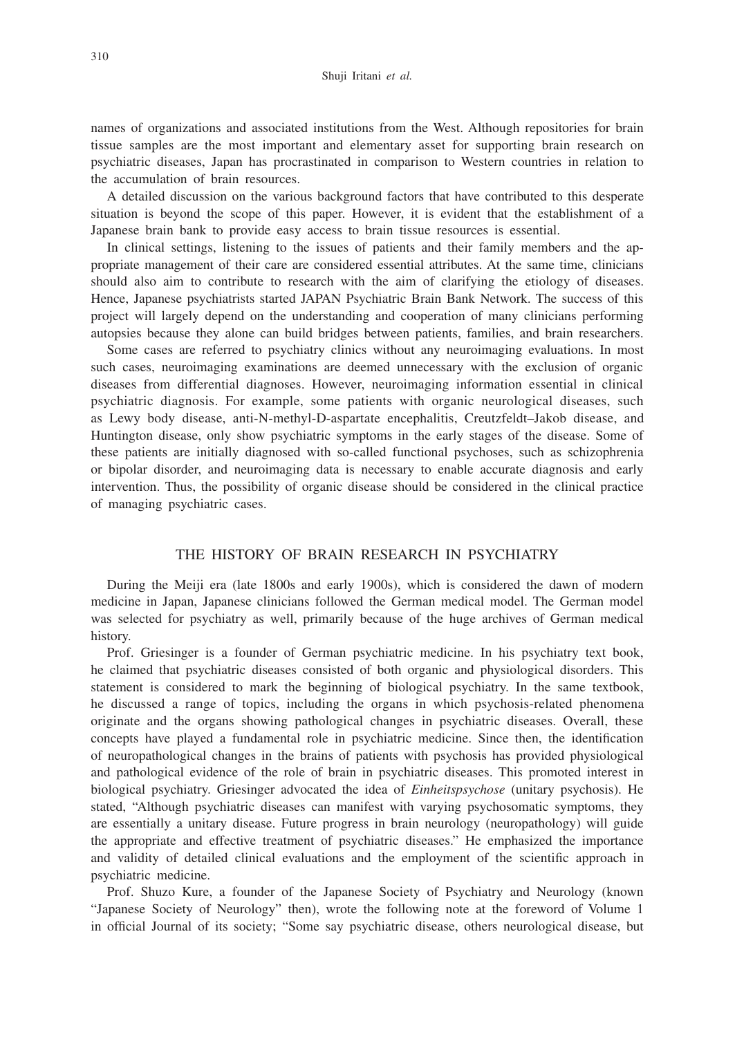names of organizations and associated institutions from the West. Although repositories for brain tissue samples are the most important and elementary asset for supporting brain research on psychiatric diseases, Japan has procrastinated in comparison to Western countries in relation to the accumulation of brain resources.

A detailed discussion on the various background factors that have contributed to this desperate situation is beyond the scope of this paper. However, it is evident that the establishment of a Japanese brain bank to provide easy access to brain tissue resources is essential.

In clinical settings, listening to the issues of patients and their family members and the appropriate management of their care are considered essential attributes. At the same time, clinicians should also aim to contribute to research with the aim of clarifying the etiology of diseases. Hence, Japanese psychiatrists started JAPAN Psychiatric Brain Bank Network. The success of this project will largely depend on the understanding and cooperation of many clinicians performing autopsies because they alone can build bridges between patients, families, and brain researchers.

Some cases are referred to psychiatry clinics without any neuroimaging evaluations. In most such cases, neuroimaging examinations are deemed unnecessary with the exclusion of organic diseases from differential diagnoses. However, neuroimaging information essential in clinical psychiatric diagnosis. For example, some patients with organic neurological diseases, such as Lewy body disease, anti-N-methyl-D-aspartate encephalitis, Creutzfeldt–Jakob disease, and Huntington disease, only show psychiatric symptoms in the early stages of the disease. Some of these patients are initially diagnosed with so-called functional psychoses, such as schizophrenia or bipolar disorder, and neuroimaging data is necessary to enable accurate diagnosis and early intervention. Thus, the possibility of organic disease should be considered in the clinical practice of managing psychiatric cases.

## THE HISTORY OF BRAIN RESEARCH IN PSYCHIATRY

During the Meiji era (late 1800s and early 1900s), which is considered the dawn of modern medicine in Japan, Japanese clinicians followed the German medical model. The German model was selected for psychiatry as well, primarily because of the huge archives of German medical history.

Prof. Griesinger is a founder of German psychiatric medicine. In his psychiatry text book, he claimed that psychiatric diseases consisted of both organic and physiological disorders. This statement is considered to mark the beginning of biological psychiatry. In the same textbook, he discussed a range of topics, including the organs in which psychosis-related phenomena originate and the organs showing pathological changes in psychiatric diseases. Overall, these concepts have played a fundamental role in psychiatric medicine. Since then, the identification of neuropathological changes in the brains of patients with psychosis has provided physiological and pathological evidence of the role of brain in psychiatric diseases. This promoted interest in biological psychiatry. Griesinger advocated the idea of *Einheitspsychose* (unitary psychosis). He stated, "Although psychiatric diseases can manifest with varying psychosomatic symptoms, they are essentially a unitary disease. Future progress in brain neurology (neuropathology) will guide the appropriate and effective treatment of psychiatric diseases." He emphasized the importance and validity of detailed clinical evaluations and the employment of the scientific approach in psychiatric medicine.

Prof. Shuzo Kure, a founder of the Japanese Society of Psychiatry and Neurology (known "Japanese Society of Neurology" then), wrote the following note at the foreword of Volume 1 in official Journal of its society; "Some say psychiatric disease, others neurological disease, but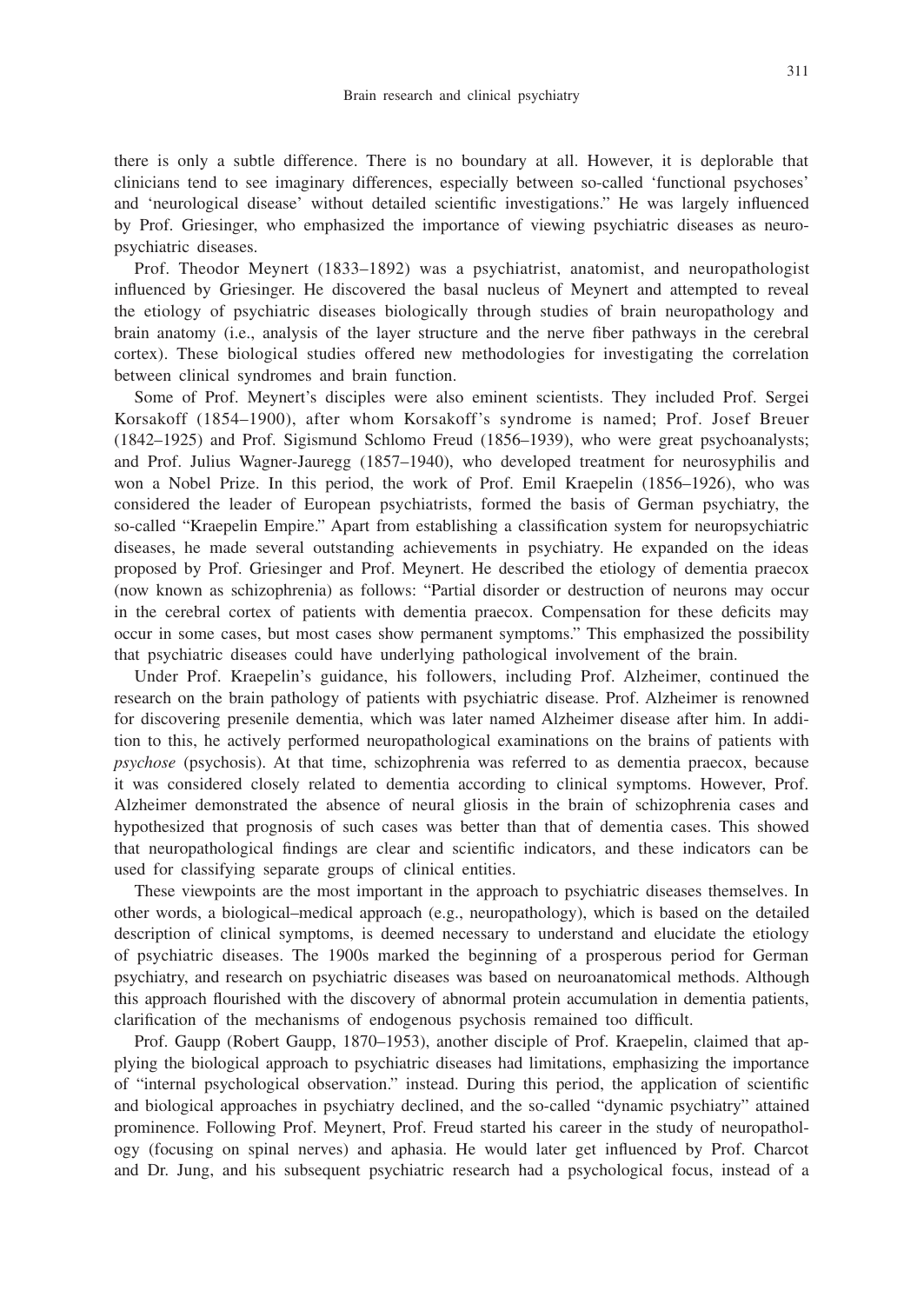there is only a subtle difference. There is no boundary at all. However, it is deplorable that clinicians tend to see imaginary differences, especially between so-called 'functional psychoses' and 'neurological disease' without detailed scientific investigations." He was largely influenced by Prof. Griesinger, who emphasized the importance of viewing psychiatric diseases as neuro-psychiatric diseases.

Prof. Theodor Meynert (1833–1892) was a psychiatrist, anatomist, and neuropathologist influenced by Griesinger. He discovered the basal nucleus of Meynert and attempted to reveal the etiology of psychiatric diseases biologically through studies of brain neuropathology and brain anatomy (i.e., analysis of the layer structure and the nerve fiber pathways in the cerebral cortex). These biological studies offered new methodologies for investigating the correlation between clinical syndromes and brain function.

Some of Prof. Meynert's disciples were also eminent scientists. They included Prof. Sergei Korsakoff (1854–1900), after whom Korsakoff's syndrome is named; Prof. Josef Breuer (1842–1925) and Prof. Sigismund Schlomo Freud (1856–1939), who were great psychoanalysts; and Prof. Julius Wagner-Jauregg (1857–1940), who developed treatment for neurosyphilis and won a Nobel Prize. In this period, the work of Prof. Emil Kraepelin (1856–1926), who was considered the leader of European psychiatrists, formed the basis of German psychiatry, the so-called "Kraepelin Empire." Apart from establishing a classification system for neuropsychiatric diseases, he made several outstanding achievements in psychiatry. He expanded on the ideas proposed by Prof. Griesinger and Prof. Meynert. He described the etiology of dementia praecox (now known as schizophrenia) as follows: "Partial disorder or destruction of neurons may occur in the cerebral cortex of patients with dementia praecox. Compensation for these deficits may occur in some cases, but most cases show permanent symptoms." This emphasized the possibility that psychiatric diseases could have underlying pathological involvement of the brain.

Under Prof. Kraepelin's guidance, his followers, including Prof. Alzheimer, continued the research on the brain pathology of patients with psychiatric disease. Prof. Alzheimer is renowned for discovering presenile dementia, which was later named Alzheimer disease after him. In addition to this, he actively performed neuropathological examinations on the brains of patients with *psychose* (psychosis). At that time, schizophrenia was referred to as dementia praecox, because it was considered closely related to dementia according to clinical symptoms. However, Prof. Alzheimer demonstrated the absence of neural gliosis in the brain of schizophrenia cases and hypothesized that prognosis of such cases was better than that of dementia cases. This showed that neuropathological findings are clear and scientific indicators, and these indicators can be used for classifying separate groups of clinical entities.

These viewpoints are the most important in the approach to psychiatric diseases themselves. In other words, a biological–medical approach (e.g., neuropathology), which is based on the detailed description of clinical symptoms, is deemed necessary to understand and elucidate the etiology of psychiatric diseases. The 1900s marked the beginning of a prosperous period for German psychiatry, and research on psychiatric diseases was based on neuroanatomical methods. Although this approach flourished with the discovery of abnormal protein accumulation in dementia patients, clarification of the mechanisms of endogenous psychosis remained too difficult.

Prof. Gaupp (Robert Gaupp, 1870–1953), another disciple of Prof. Kraepelin, claimed that applying the biological approach to psychiatric diseases had limitations, emphasizing the importance of "internal psychological observation." instead. During this period, the application of scientific and biological approaches in psychiatry declined, and the so-called "dynamic psychiatry" attained prominence. Following Prof. Meynert, Prof. Freud started his career in the study of neuropathology (focusing on spinal nerves) and aphasia. He would later get influenced by Prof. Charcot and Dr. Jung, and his subsequent psychiatric research had a psychological focus, instead of a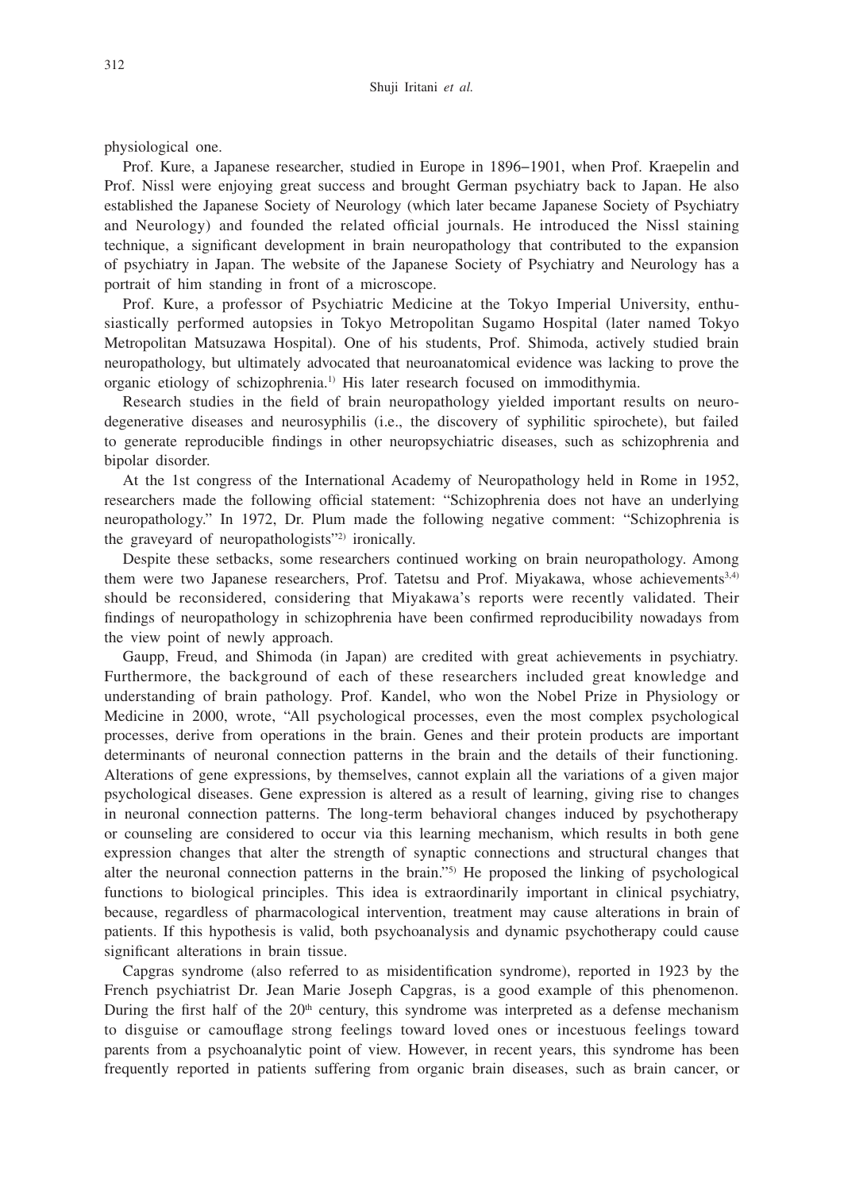physiological one.

Prof. Kure, a Japanese researcher, studied in Europe in 1896–1901, when Prof. Kraepelin and Prof. Nissl were enjoying great success and brought German psychiatry back to Japan. He also established the Japanese Society of Neurology (which later became Japanese Society of Psychiatry and Neurology) and founded the related official journals. He introduced the Nissl staining technique, a significant development in brain neuropathology that contributed to the expansion of psychiatry in Japan. The website of the Japanese Society of Psychiatry and Neurology has a portrait of him standing in front of a microscope.

Prof. Kure, a professor of Psychiatric Medicine at the Tokyo Imperial University, enthusiastically performed autopsies in Tokyo Metropolitan Sugamo Hospital (later named Tokyo Metropolitan Matsuzawa Hospital). One of his students, Prof. Shimoda, actively studied brain neuropathology, but ultimately advocated that neuroanatomical evidence was lacking to prove the organic etiology of schizophrenia.[1)] His later research focused on immodithymia.

Research studies in the field of brain neuropathology yielded important results on neurodegenerative diseases and neurosyphilis (i.e., the discovery of syphilitic spirochete), but failed to generate reproducible findings in other neuropsychiatric diseases, such as schizophrenia and bipolar disorder.

At the 1st congress of the International Academy of Neuropathology held in Rome in 1952, researchers made the following official statement: "Schizophrenia does not have an underlying neuropathology." In 1972, Dr. Plum made the following negative comment: "Schizophrenia is the graveyard of neuropathologists"[2)] ironically.

Despite these setbacks, some researchers continued working on brain neuropathology. Among them were two Japanese researchers, Prof. Tatetsu and Prof. Miyakawa, whose achievements[3,4)] should be reconsidered, considering that Miyakawa's reports were recently validated. Their findings of neuropathology in schizophrenia have been confirmed reproducibility nowadays from the view point of newly approach.

Gaupp, Freud, and Shimoda (in Japan) are credited with great achievements in psychiatry. Furthermore, the background of each of these researchers included great knowledge and understanding of brain pathology. Prof. Kandel, who won the Nobel Prize in Physiology or Medicine in 2000, wrote, "All psychological processes, even the most complex psychological processes, derive from operations in the brain. Genes and their protein products are important determinants of neuronal connection patterns in the brain and the details of their functioning. Alterations of gene expressions, by themselves, cannot explain all the variations of a given major psychological diseases. Gene expression is altered as a result of learning, giving rise to changes in neuronal connection patterns. The long-term behavioral changes induced by psychotherapy or counseling are considered to occur via this learning mechanism, which results in both gene expression changes that alter the strength of synaptic connections and structural changes that alter the neuronal connection patterns in the brain."[5)] He proposed the linking of psychological functions to biological principles. This idea is extraordinarily important in clinical psychiatry, because, regardless of pharmacological intervention, treatment may cause alterations in brain of patients. If this hypothesis is valid, both psychoanalysis and dynamic psychotherapy could cause significant alterations in brain tissue.

Capgras syndrome (also referred to as misidentification syndrome), reported in 1923 by the French psychiatrist Dr. Jean Marie Joseph Capgras, is a good example of this phenomenon. During the first half of the 20th century, this syndrome was interpreted as a defense mechanism to disguise or camouflage strong feelings toward loved ones or incestuous feelings toward parents from a psychoanalytic point of view. However, in recent years, this syndrome has been frequently reported in patients suffering from organic brain diseases, such as brain cancer, or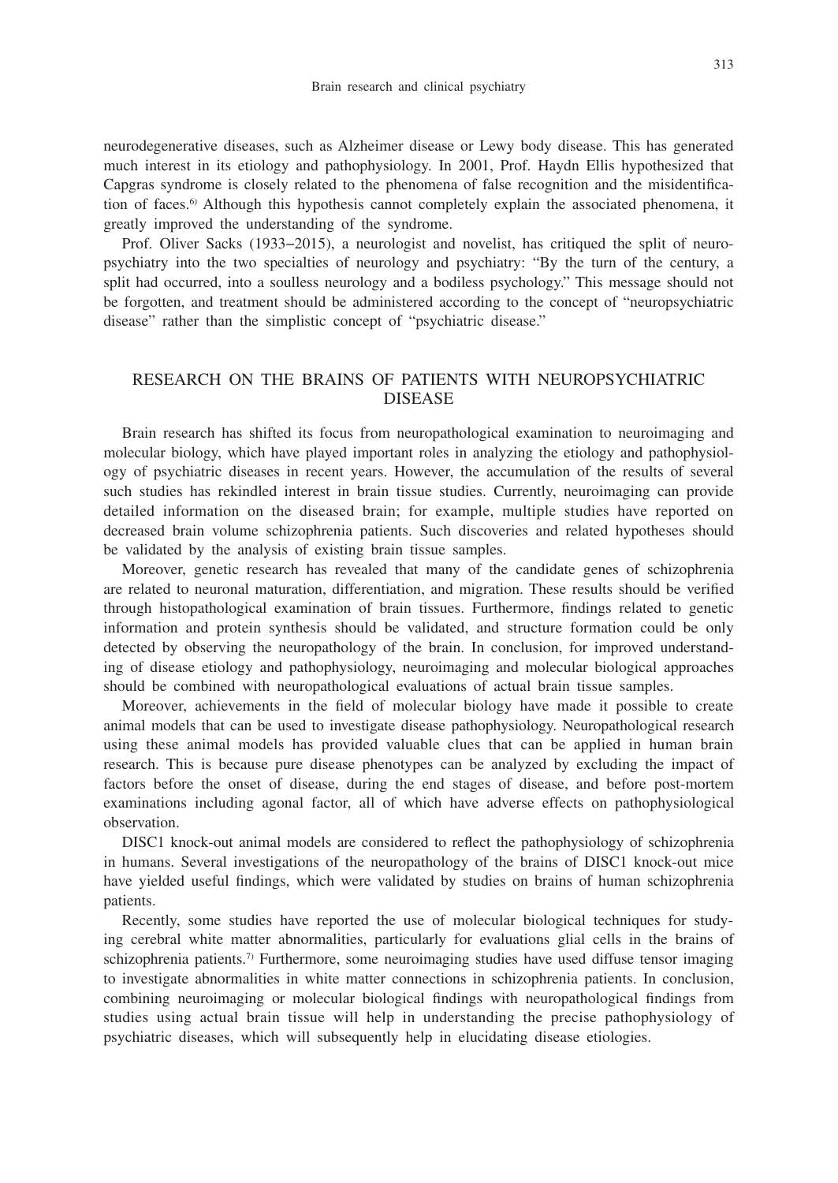neurodegenerative diseases, such as Alzheimer disease or Lewy body disease. This has generated much interest in its etiology and pathophysiology. In 2001, Prof. Haydn Ellis hypothesized that Capgras syndrome is closely related to the phenomena of false recognition and the misidentification of faces.[6] Although this hypothesis cannot completely explain the associated phenomena, it greatly improved the understanding of the syndrome.

Prof. Oliver Sacks (1933–2015), a neurologist and novelist, has critiqued the split of neuropsychiatry into the two specialties of neurology and psychiatry: "By the turn of the century, a split had occurred, into a soulless neurology and a bodiless psychology." This message should not be forgotten, and treatment should be administered according to the concept of "neuropsychiatric disease" rather than the simplistic concept of "psychiatric disease."

## RESEARCH ON THE BRAINS OF PATIENTS WITH NEUROPSYCHIATRIC DISEASE

Brain research has shifted its focus from neuropathological examination to neuroimaging and molecular biology, which have played important roles in analyzing the etiology and pathophysiology of psychiatric diseases in recent years. However, the accumulation of the results of several such studies has rekindled interest in brain tissue studies. Currently, neuroimaging can provide detailed information on the diseased brain; for example, multiple studies have reported on decreased brain volume schizophrenia patients. Such discoveries and related hypotheses should be validated by the analysis of existing brain tissue samples.

Moreover, genetic research has revealed that many of the candidate genes of schizophrenia are related to neuronal maturation, differentiation, and migration. These results should be verified through histopathological examination of brain tissues. Furthermore, findings related to genetic information and protein synthesis should be validated, and structure formation could be only detected by observing the neuropathology of the brain. In conclusion, for improved understanding of disease etiology and pathophysiology, neuroimaging and molecular biological approaches should be combined with neuropathological evaluations of actual brain tissue samples.

Moreover, achievements in the field of molecular biology have made it possible to create animal models that can be used to investigate disease pathophysiology. Neuropathological research using these animal models has provided valuable clues that can be applied in human brain research. This is because pure disease phenotypes can be analyzed by excluding the impact of factors before the onset of disease, during the end stages of disease, and before post-mortem examinations including agonal factor, all of which have adverse effects on pathophysiological observation.

DISC1 knock-out animal models are considered to reflect the pathophysiology of schizophrenia in humans. Several investigations of the neuropathology of the brains of DISC1 knock-out mice have yielded useful findings, which were validated by studies on brains of human schizophrenia patients.

Recently, some studies have reported the use of molecular biological techniques for studying cerebral white matter abnormalities, particularly for evaluations glial cells in the brains of schizophrenia patients.[7] Furthermore, some neuroimaging studies have used diffuse tensor imaging to investigate abnormalities in white matter connections in schizophrenia patients. In conclusion, combining neuroimaging or molecular biological findings with neuropathological findings from studies using actual brain tissue will help in understanding the precise pathophysiology of psychiatric diseases, which will subsequently help in elucidating disease etiologies.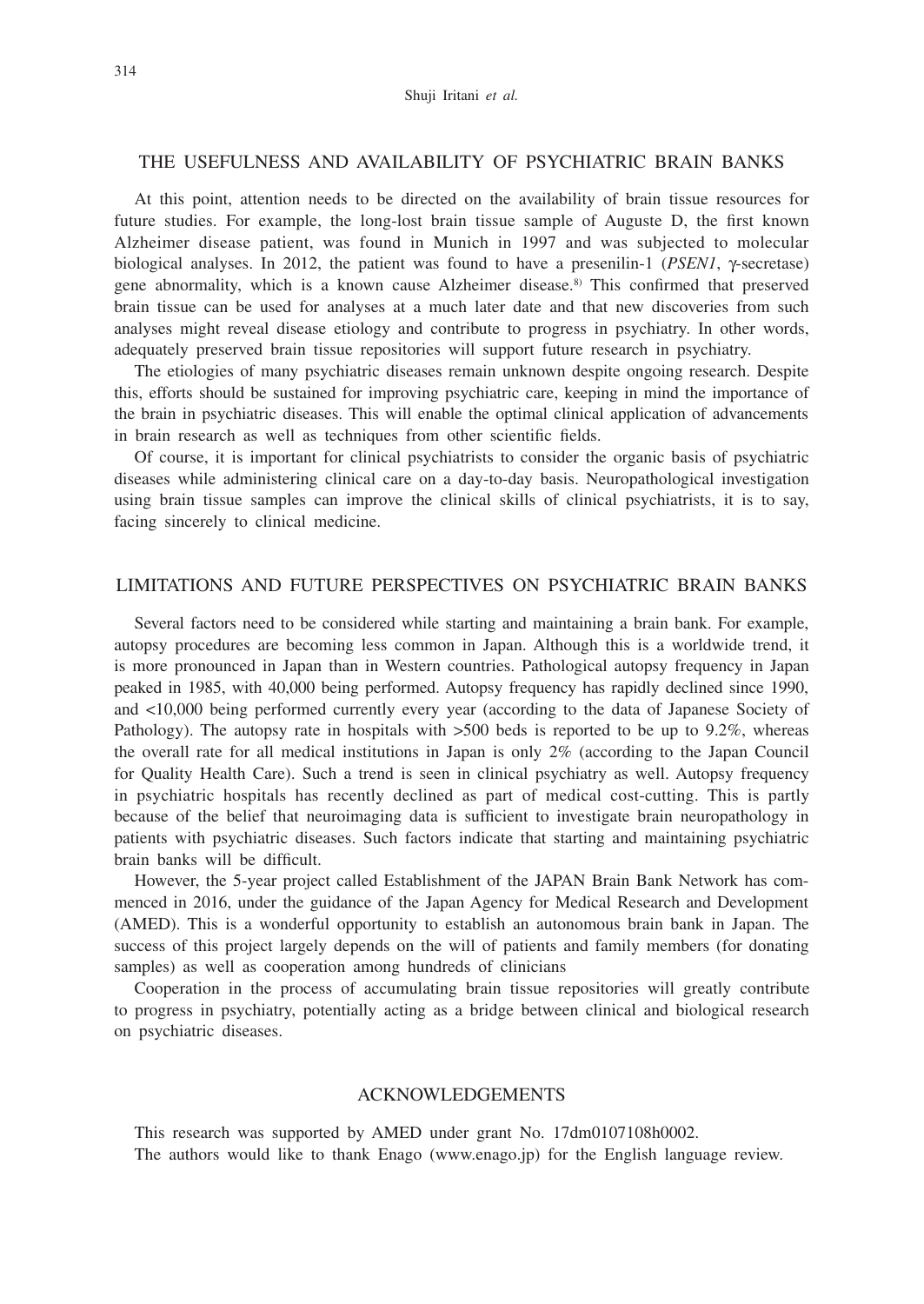## THE USEFULNESS AND AVAILABILITY OF PSYCHIATRIC BRAIN BANKS

At this point, attention needs to be directed on the availability of brain tissue resources for future studies. For example, the long-lost brain tissue sample of Auguste D, the first known Alzheimer disease patient, was found in Munich in 1997 and was subjected to molecular biological analyses. In 2012, the patient was found to have a presenilin-1 (*PSEN1*, γ-secretase) gene abnormality, which is a known cause Alzheimer disease.[8] This confirmed that preserved brain tissue can be used for analyses at a much later date and that new discoveries from such analyses might reveal disease etiology and contribute to progress in psychiatry. In other words, adequately preserved brain tissue repositories will support future research in psychiatry.

The etiologies of many psychiatric diseases remain unknown despite ongoing research. Despite this, efforts should be sustained for improving psychiatric care, keeping in mind the importance of the brain in psychiatric diseases. This will enable the optimal clinical application of advancements in brain research as well as techniques from other scientific fields.

Of course, it is important for clinical psychiatrists to consider the organic basis of psychiatric diseases while administering clinical care on a day-to-day basis. Neuropathological investigation using brain tissue samples can improve the clinical skills of clinical psychiatrists, it is to say, facing sincerely to clinical medicine.

## LIMITATIONS AND FUTURE PERSPECTIVES ON PSYCHIATRIC BRAIN BANKS

Several factors need to be considered while starting and maintaining a brain bank. For example, autopsy procedures are becoming less common in Japan. Although this is a worldwide trend, it is more pronounced in Japan than in Western countries. Pathological autopsy frequency in Japan peaked in 1985, with 40,000 being performed. Autopsy frequency has rapidly declined since 1990, and <10,000 being performed currently every year (according to the data of Japanese Society of Pathology). The autopsy rate in hospitals with >500 beds is reported to be up to 9.2%, whereas the overall rate for all medical institutions in Japan is only 2% (according to the Japan Council for Quality Health Care). Such a trend is seen in clinical psychiatry as well. Autopsy frequency in psychiatric hospitals has recently declined as part of medical cost-cutting. This is partly because of the belief that neuroimaging data is sufficient to investigate brain neuropathology in patients with psychiatric diseases. Such factors indicate that starting and maintaining psychiatric brain banks will be difficult.

However, the 5-year project called Establishment of the JAPAN Brain Bank Network has commenced in 2016, under the guidance of the Japan Agency for Medical Research and Development (AMED). This is a wonderful opportunity to establish an autonomous brain bank in Japan. The success of this project largely depends on the will of patients and family members (for donating samples) as well as cooperation among hundreds of clinicians

Cooperation in the process of accumulating brain tissue repositories will greatly contribute to progress in psychiatry, potentially acting as a bridge between clinical and biological research on psychiatric diseases.

## ACKNOWLEDGEMENTS

This research was supported by AMED under grant No. 17dm0107108h0002.

The authors would like to thank Enago (www.enago.jp) for the English language review.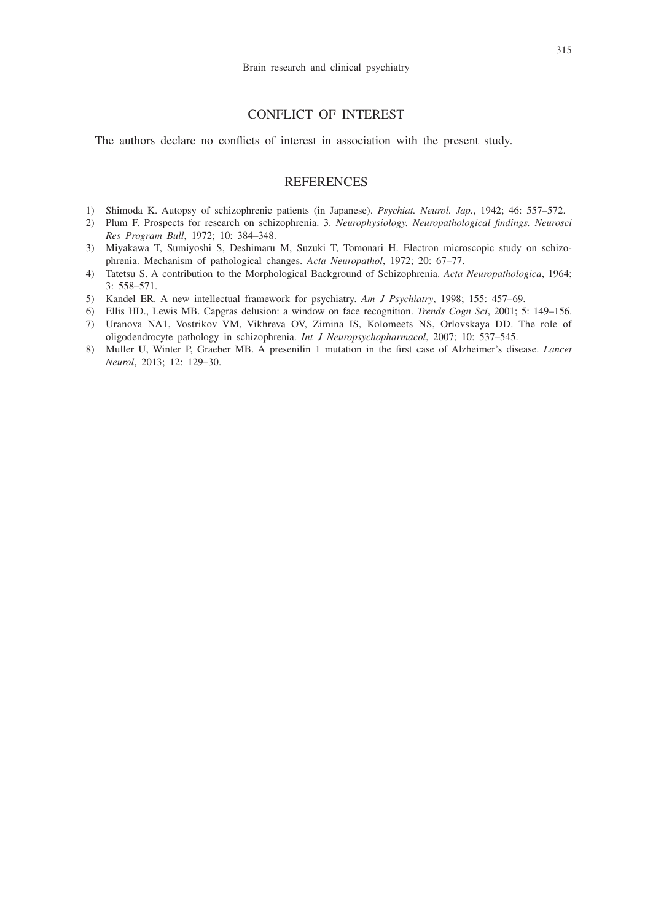## CONFLICT OF INTEREST

The authors declare no conflicts of interest in association with the present study.

## REFERENCES

1) Shimoda K. Autopsy of schizophrenic patients (in Japanese). *Psychiat. Neurol. Jap.*, 1942; 46: 557–572.
2) Plum F. Prospects for research on schizophrenia. 3. *Neurophysiology. Neuropathological findings. Neurosci Res Program Bull*, 1972; 10: 384–348.
3) Miyakawa T, Sumiyoshi S, Deshimaru M, Suzuki T, Tomonari H. Electron microscopic study on schizophrenia. Mechanism of pathological changes. *Acta Neuropathol*, 1972; 20: 67–77.
4) Tatetsu S. A contribution to the Morphological Background of Schizophrenia. *Acta Neuropathologica*, 1964; 3: 558–571.
5) Kandel ER. A new intellectual framework for psychiatry. *Am J Psychiatry*, 1998; 155: 457–69.
6) Ellis HD., Lewis MB. Capgras delusion: a window on face recognition. *Trends Cogn Sci*, 2001; 5: 149–156.
7) Uranova NA1, Vostrikov VM, Vikhreva OV, Zimina IS, Kolomeets NS, Orlovskaya DD. The role of oligodendrocyte pathology in schizophrenia. *Int J Neuropsychopharmacol*, 2007; 10: 537–545.
8) Muller U, Winter P, Graeber MB. A presenilin 1 mutation in the first case of Alzheimer's disease. *Lancet Neurol*, 2013; 12: 129–30.